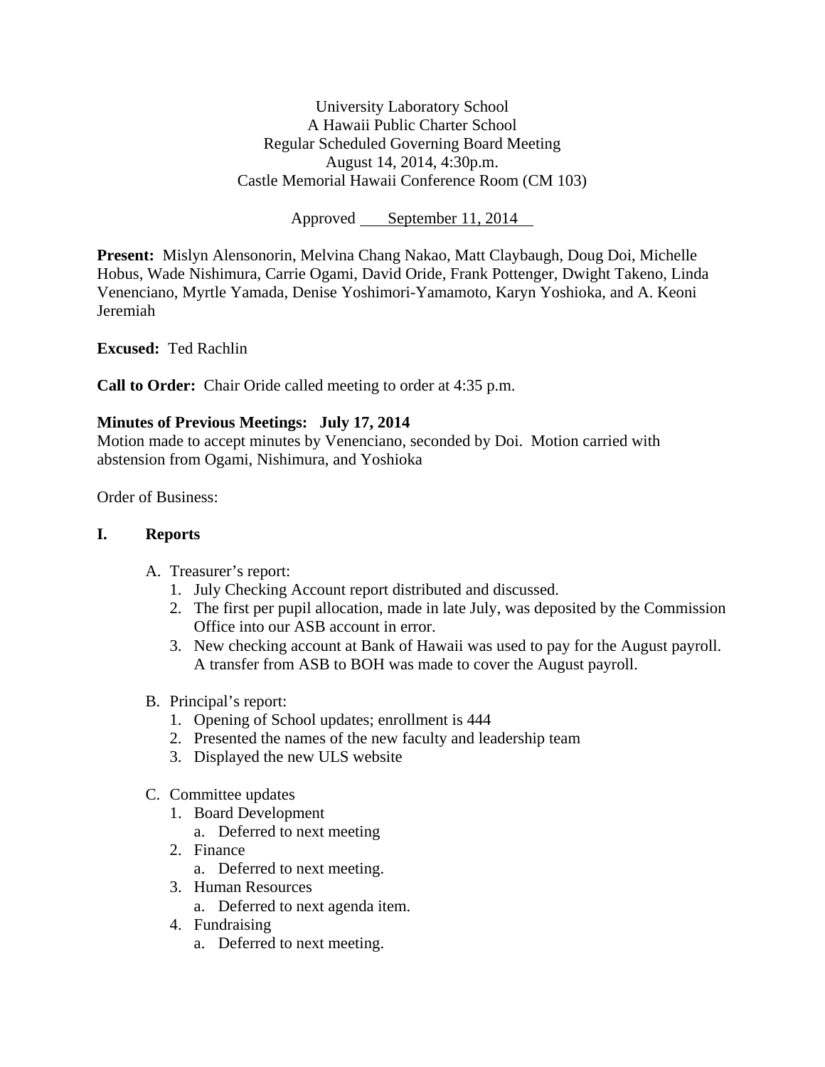University Laboratory School
A Hawaii Public Charter School
Regular Scheduled Governing Board Meeting
August 14, 2014, 4:30p.m.
Castle Memorial Hawaii Conference Room (CM 103)

Approved September 11, 2014

**Present:** Mislyn Alensonorin, Melvina Chang Nakao, Matt Claybaugh, Doug Doi, Michelle Hobus, Wade Nishimura, Carrie Ogami, David Oride, Frank Pottenger, Dwight Takeno, Linda Venenciano, Myrtle Yamada, Denise Yoshimori-Yamamoto, Karyn Yoshioka, and A. Keoni Jeremiah

**Excused:** Ted Rachlin

**Call to Order:** Chair Oride called meeting to order at 4:35 p.m.

**Minutes of Previous Meetings: July 17, 2014**
Motion made to accept minutes by Venenciano, seconded by Doi. Motion carried with abstension from Ogami, Nishimura, and Yoshioka

Order of Business:

## I. Reports

A. Treasurer's report:
   1. July Checking Account report distributed and discussed.
   2. The first per pupil allocation, made in late July, was deposited by the Commission Office into our ASB account in error.
   3. New checking account at Bank of Hawaii was used to pay for the August payroll. A transfer from ASB to BOH was made to cover the August payroll.

B. Principal's report:
   1. Opening of School updates; enrollment is 444
   2. Presented the names of the new faculty and leadership team
   3. Displayed the new ULS website

C. Committee updates
   1. Board Development
      a. Deferred to next meeting
   2. Finance
      a. Deferred to next meeting.
   3. Human Resources
      a. Deferred to next agenda item.
   4. Fundraising
      a. Deferred to next meeting.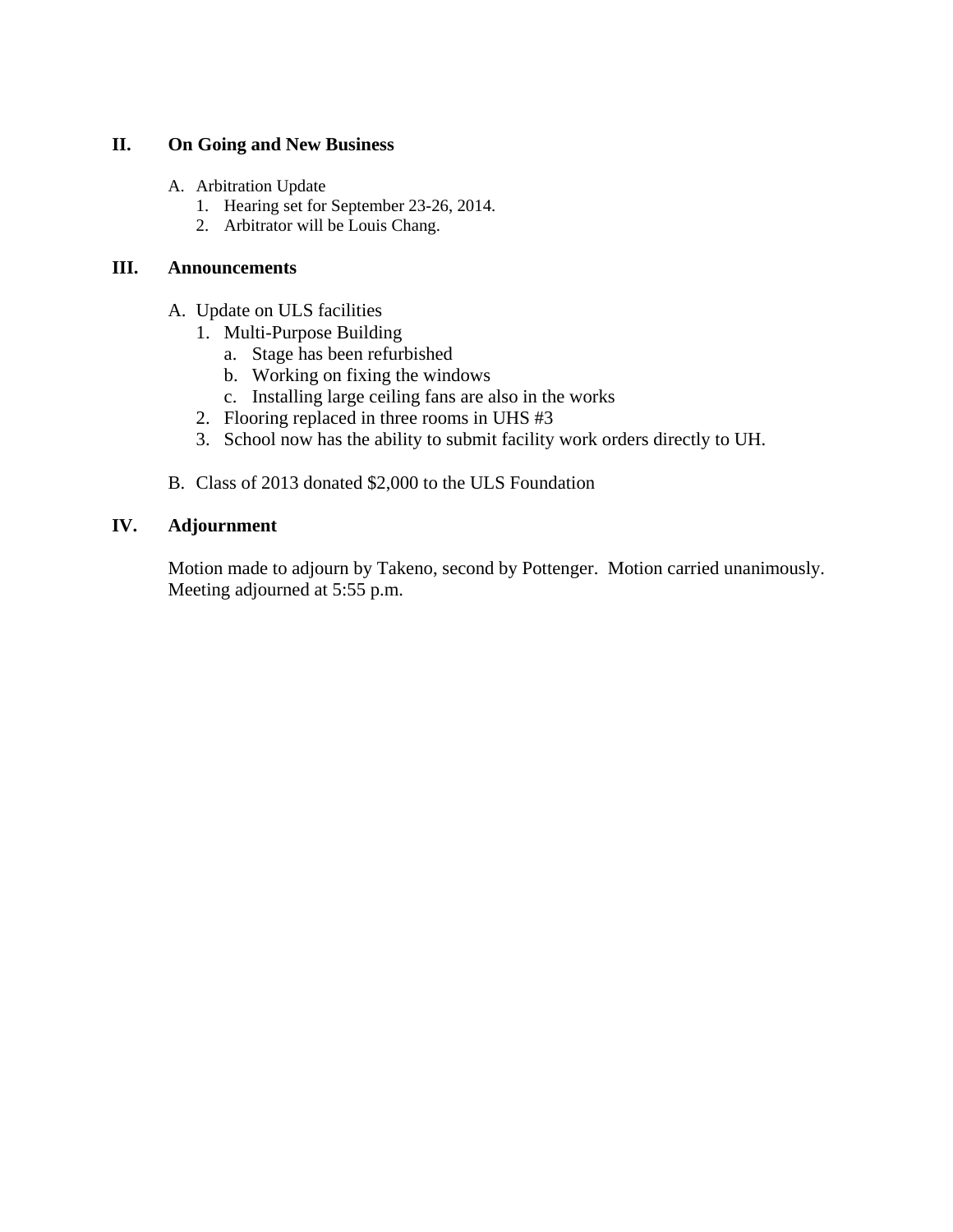## II. On Going and New Business

A. Arbitration Update
   1. Hearing set for September 23-26, 2014.
   2. Arbitrator will be Louis Chang.

## III. Announcements

A. Update on ULS facilities
   1. Multi-Purpose Building
      a. Stage has been refurbished
      b. Working on fixing the windows
      c. Installing large ceiling fans are also in the works
   2. Flooring replaced in three rooms in UHS #3
   3. School now has the ability to submit facility work orders directly to UH.

B. Class of 2013 donated $2,000 to the ULS Foundation

## IV. Adjournment

Motion made to adjourn by Takeno, second by Pottenger. Motion carried unanimously. Meeting adjourned at 5:55 p.m.